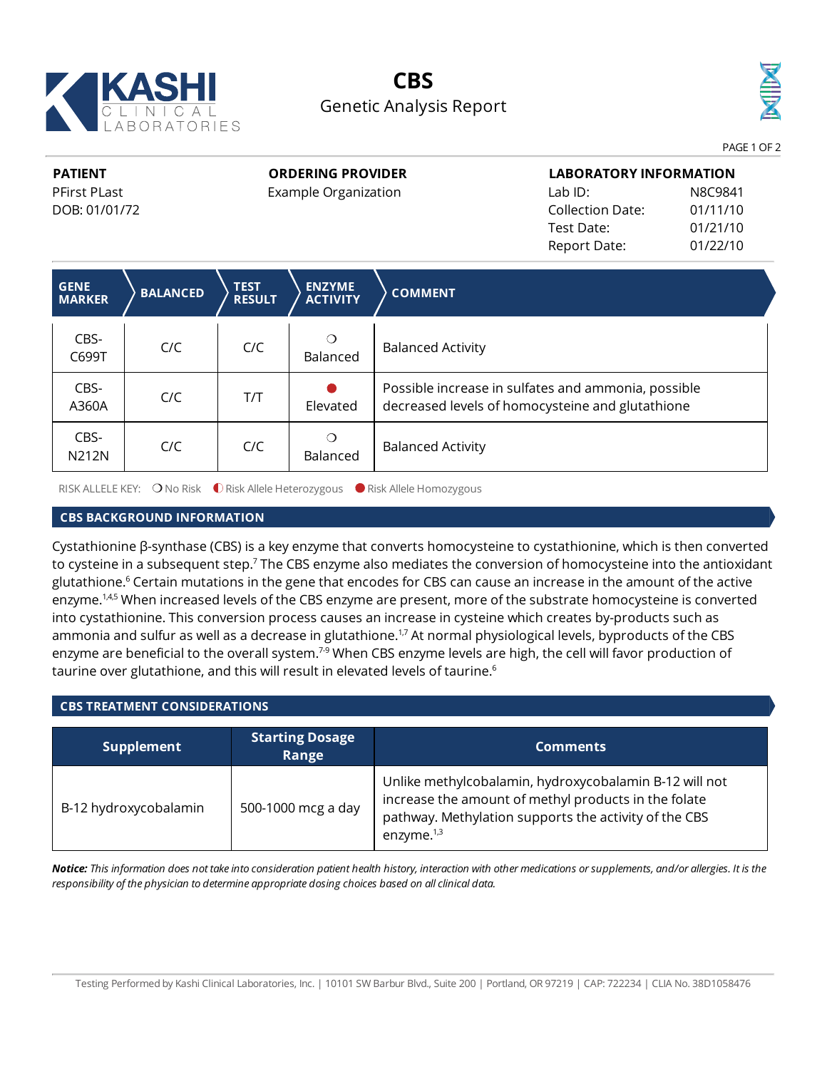# CBS

## Genetic Analysis Report

KASHI CLINICAL LABORATORIES

| PATIENT | ORDERING PROVIDER | LABORATORY INFORMATION | |
|---|---|---|---|
| PFirst PLast | Example Organization | Lab ID: | N8C9841 |
| DOB: 01/01/72 | | Collection Date: | 01/11/10 |
| | | Test Date: | 01/21/10 |
| | | Report Date: | 01/22/10 |

| GENE MARKER | BALANCED | TEST RESULT | ENZYME ACTIVITY | COMMENT |
|---|---|---|---|---|
| CBS-C699T | C/C | C/C | ❍ Balanced | Balanced Activity |
| CBS-A360A | C/C | T/T | ● Elevated | Possible increase in sulfates and ammonia, possible decreased levels of homocysteine and glutathione |
| CBS-N212N | C/C | C/C | ❍ Balanced | Balanced Activity |

RISK ALLELE KEY: ❍ No Risk ◐ Risk Allele Heterozygous ● Risk Allele Homozygous

## CBS BACKGROUND INFORMATION

Cystathionine β-synthase (CBS) is a key enzyme that converts homocysteine to cystathionine, which is then converted to cysteine in a subsequent step.[7] The CBS enzyme also mediates the conversion of homocysteine into the antioxidant glutathione.[6] Certain mutations in the gene that encodes for CBS can cause an increase in the amount of the active enzyme.[1,4,5] When increased levels of the CBS enzyme are present, more of the substrate homocysteine is converted into cystathionine. This conversion process causes an increase in cysteine which creates by-products such as ammonia and sulfur as well as a decrease in glutathione.[1,7] At normal physiological levels, byproducts of the CBS enzyme are beneficial to the overall system.[7-9] When CBS enzyme levels are high, the cell will favor production of taurine over glutathione, and this will result in elevated levels of taurine.[6]

## CBS TREATMENT CONSIDERATIONS

| Supplement | Starting Dosage Range | Comments |
|---|---|---|
| B-12 hydroxycobalamin | 500-1000 mcg a day | Unlike methylcobalamin, hydroxycobalamin B-12 will not increase the amount of methyl products in the folate pathway. Methylation supports the activity of the CBS enzyme.[1,3] |

***Notice:*** *This information does not take into consideration patient health history, interaction with other medications or supplements, and/or allergies. It is the responsibility of the physician to determine appropriate dosing choices based on all clinical data.*

Testing Performed by Kashi Clinical Laboratories, Inc. | 10101 SW Barbur Blvd., Suite 200 | Portland, OR 97219 | CAP: 722234 | CLIA No. 38D1058476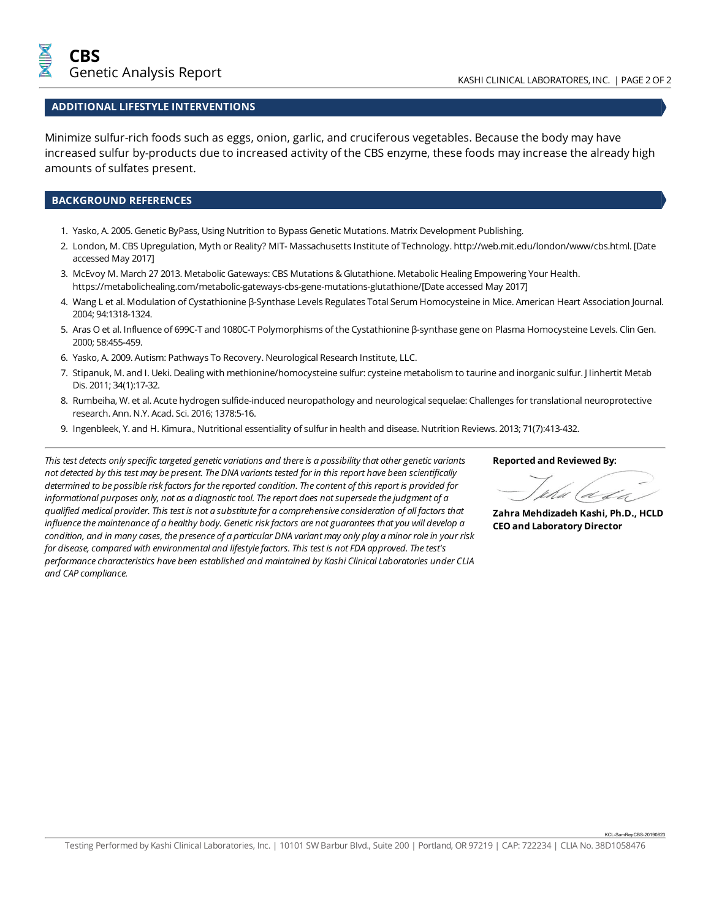## ADDITIONAL LIFESTYLE INTERVENTIONS

Minimize sulfur-rich foods such as eggs, onion, garlic, and cruciferous vegetables. Because the body may have increased sulfur by-products due to increased activity of the CBS enzyme, these foods may increase the already high amounts of sulfates present.

## BACKGROUND REFERENCES

1. Yasko, A. 2005. Genetic ByPass, Using Nutrition to Bypass Genetic Mutations. Matrix Development Publishing.
2. London, M. CBS Upregulation, Myth or Reality? MIT- Massachusetts Institute of Technology. http://web.mit.edu/london/www/cbs.html. [Date accessed May 2017]
3. McEvoy M. March 27 2013. Metabolic Gateways: CBS Mutations & Glutathione. Metabolic Healing Empowering Your Health. https://metabolichealing.com/metabolic-gateways-cbs-gene-mutations-glutathione/[Date accessed May 2017]
4. Wang L et al. Modulation of Cystathionine β-Synthase Levels Regulates Total Serum Homocysteine in Mice. American Heart Association Journal. 2004; 94:1318-1324.
5. Aras O et al. Influence of 699C-T and 1080C-T Polymorphisms of the Cystathionine β-synthase gene on Plasma Homocysteine Levels. Clin Gen. 2000; 58:455-459.
6. Yasko, A. 2009. Autism: Pathways To Recovery. Neurological Research Institute, LLC.
7. Stipanuk, M. and I. Ueki. Dealing with methionine/homocysteine sulfur: cysteine metabolism to taurine and inorganic sulfur. J Iinhertit Metab Dis. 2011; 34(1):17-32.
8. Rumbeiha, W. et al. Acute hydrogen sulfide-induced neuropathology and neurological sequelae: Challenges for translational neuroprotective research. Ann. N.Y. Acad. Sci. 2016; 1378:5-16.
9. Ingenbleek, Y. and H. Kimura., Nutritional essentiality of sulfur in health and disease. Nutrition Reviews. 2013; 71(7):413-432.

*This test detects only specific targeted genetic variations and there is a possibility that other genetic variants not detected by this test may be present. The DNA variants tested for in this report have been scientifically determined to be possible risk factors for the reported condition. The content of this report is provided for informational purposes only, not as a diagnostic tool. The report does not supersede the judgment of a qualified medical provider. This test is not a substitute for a comprehensive consideration of all factors that influence the maintenance of a healthy body. Genetic risk factors are not guarantees that you will develop a condition, and in many cases, the presence of a particular DNA variant may only play a minor role in your risk for disease, compared with environmental and lifestyle factors. This test is not FDA approved. The test's performance characteristics have been established and maintained by Kashi Clinical Laboratories under CLIA and CAP compliance.*

**Reported and Reviewed By:**

**Zahra Mehdizadeh Kashi, Ph.D., HCLD**
**CEO and Laboratory Director**

KCL-SamRepCBS-20190823

Testing Performed by Kashi Clinical Laboratories, Inc. | 10101 SW Barbur Blvd., Suite 200 | Portland, OR 97219 | CAP: 722234 | CLIA No. 38D1058476